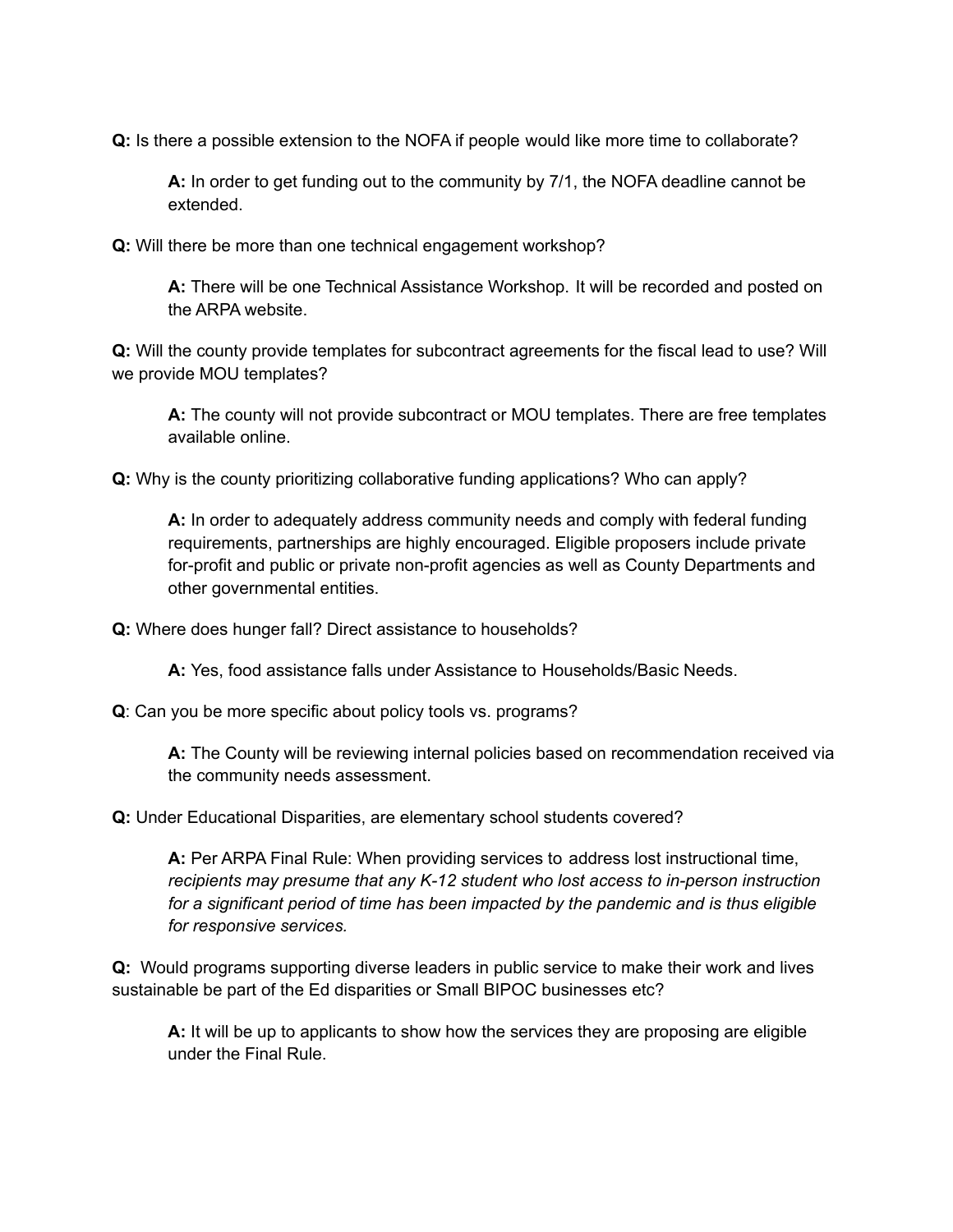**Q:** Is there a possible extension to the NOFA if people would like more time to collaborate?

> **A:** In order to get funding out to the community by 7/1, the NOFA deadline cannot be extended.

**Q:** Will there be more than one technical engagement workshop?

> **A:** There will be one Technical Assistance Workshop. It will be recorded and posted on the ARPA website.

**Q:** Will the county provide templates for subcontract agreements for the fiscal lead to use? Will we provide MOU templates?

> **A:** The county will not provide subcontract or MOU templates. There are free templates available online.

**Q:** Why is the county prioritizing collaborative funding applications? Who can apply?

> **A:** In order to adequately address community needs and comply with federal funding requirements, partnerships are highly encouraged. Eligible proposers include private for-profit and public or private non-profit agencies as well as County Departments and other governmental entities.

**Q:** Where does hunger fall? Direct assistance to households?

> **A:** Yes, food assistance falls under Assistance to Households/Basic Needs.

**Q**: Can you be more specific about policy tools vs. programs?

> **A:** The County will be reviewing internal policies based on recommendation received via the community needs assessment.

**Q:** Under Educational Disparities, are elementary school students covered?

> **A:** Per ARPA Final Rule: When providing services to address lost instructional time, *recipients may presume that any K-12 student who lost access to in-person instruction for a significant period of time has been impacted by the pandemic and is thus eligible for responsive services.*

**Q:** Would programs supporting diverse leaders in public service to make their work and lives sustainable be part of the Ed disparities or Small BIPOC businesses etc?

> **A:** It will be up to applicants to show how the services they are proposing are eligible under the Final Rule.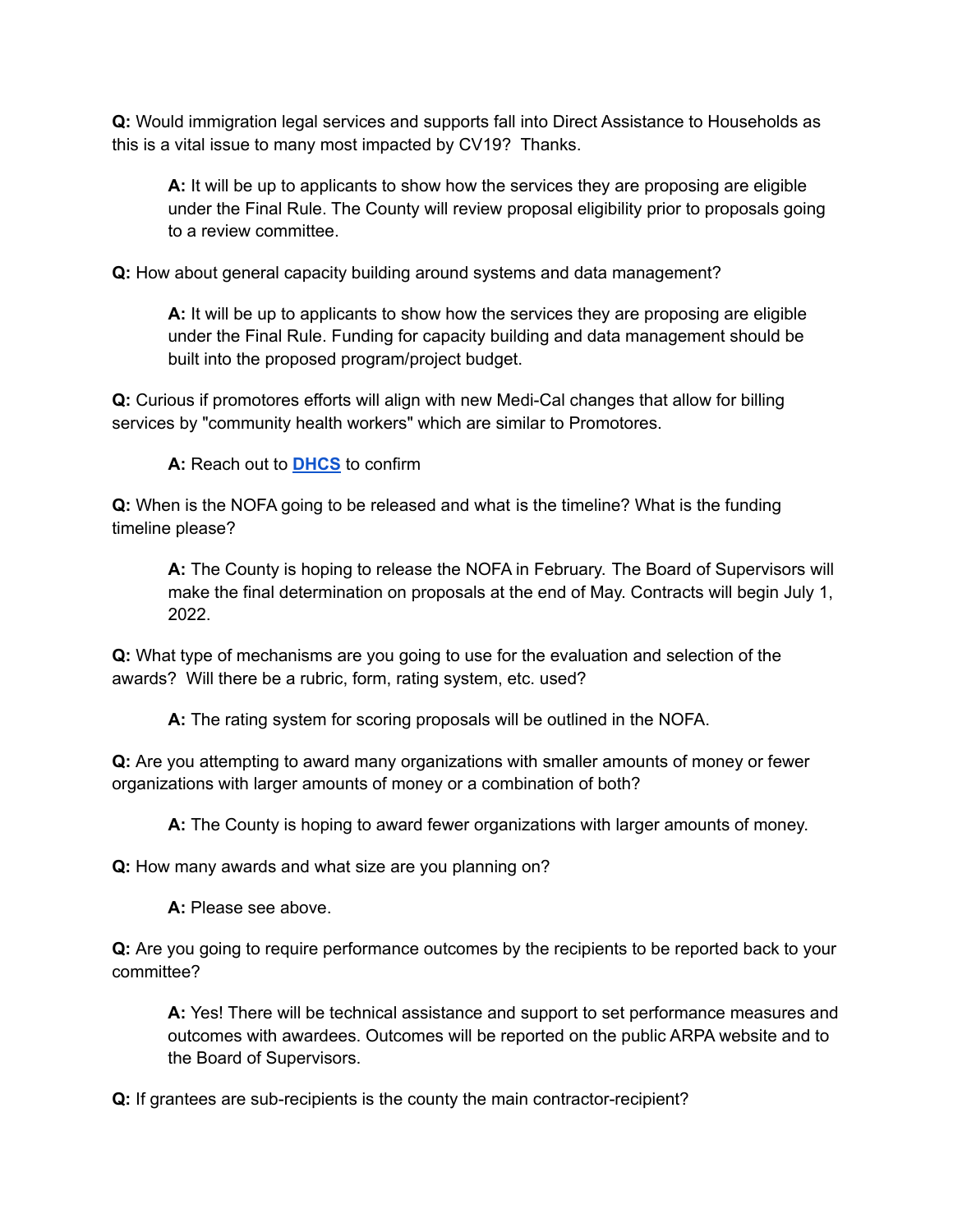**Q:** Would immigration legal services and supports fall into Direct Assistance to Households as this is a vital issue to many most impacted by CV19? Thanks.

> **A:** It will be up to applicants to show how the services they are proposing are eligible under the Final Rule. The County will review proposal eligibility prior to proposals going to a review committee.

**Q:** How about general capacity building around systems and data management?

> **A:** It will be up to applicants to show how the services they are proposing are eligible under the Final Rule. Funding for capacity building and data management should be built into the proposed program/project budget.

**Q:** Curious if promotores efforts will align with new Medi-Cal changes that allow for billing services by "community health workers" which are similar to Promotores.

> **A:** Reach out to **DHCS** to confirm

**Q:** When is the NOFA going to be released and what is the timeline? What is the funding timeline please?

> **A:** The County is hoping to release the NOFA in February. The Board of Supervisors will make the final determination on proposals at the end of May. Contracts will begin July 1, 2022.

**Q:** What type of mechanisms are you going to use for the evaluation and selection of the awards? Will there be a rubric, form, rating system, etc. used?

> **A:** The rating system for scoring proposals will be outlined in the NOFA.

**Q:** Are you attempting to award many organizations with smaller amounts of money or fewer organizations with larger amounts of money or a combination of both?

> **A:** The County is hoping to award fewer organizations with larger amounts of money.

**Q:** How many awards and what size are you planning on?

> **A:** Please see above.

**Q:** Are you going to require performance outcomes by the recipients to be reported back to your committee?

> **A:** Yes! There will be technical assistance and support to set performance measures and outcomes with awardees. Outcomes will be reported on the public ARPA website and to the Board of Supervisors.

**Q:** If grantees are sub-recipients is the county the main contractor-recipient?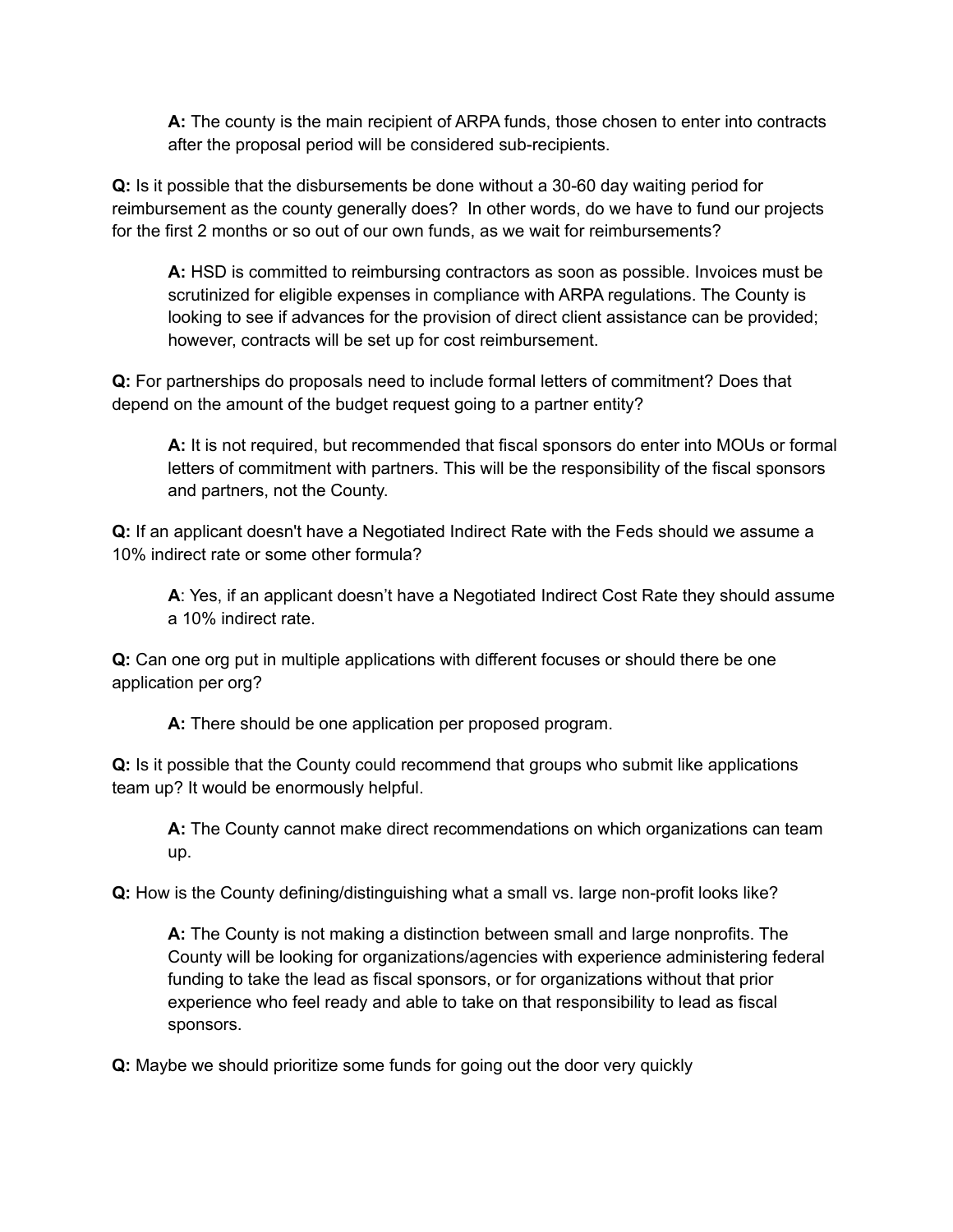**A:** The county is the main recipient of ARPA funds, those chosen to enter into contracts after the proposal period will be considered sub-recipients.

**Q:** Is it possible that the disbursements be done without a 30-60 day waiting period for reimbursement as the county generally does? In other words, do we have to fund our projects for the first 2 months or so out of our own funds, as we wait for reimbursements?

**A:** HSD is committed to reimbursing contractors as soon as possible. Invoices must be scrutinized for eligible expenses in compliance with ARPA regulations. The County is looking to see if advances for the provision of direct client assistance can be provided; however, contracts will be set up for cost reimbursement.

**Q:** For partnerships do proposals need to include formal letters of commitment? Does that depend on the amount of the budget request going to a partner entity?

**A:** It is not required, but recommended that fiscal sponsors do enter into MOUs or formal letters of commitment with partners. This will be the responsibility of the fiscal sponsors and partners, not the County.

**Q:** If an applicant doesn't have a Negotiated Indirect Rate with the Feds should we assume a 10% indirect rate or some other formula?

**A**: Yes, if an applicant doesn't have a Negotiated Indirect Cost Rate they should assume a 10% indirect rate.

**Q:** Can one org put in multiple applications with different focuses or should there be one application per org?

**A:** There should be one application per proposed program.

**Q:** Is it possible that the County could recommend that groups who submit like applications team up? It would be enormously helpful.

**A:** The County cannot make direct recommendations on which organizations can team up.

**Q:** How is the County defining/distinguishing what a small vs. large non-profit looks like?

**A:** The County is not making a distinction between small and large nonprofits. The County will be looking for organizations/agencies with experience administering federal funding to take the lead as fiscal sponsors, or for organizations without that prior experience who feel ready and able to take on that responsibility to lead as fiscal sponsors.

**Q:** Maybe we should prioritize some funds for going out the door very quickly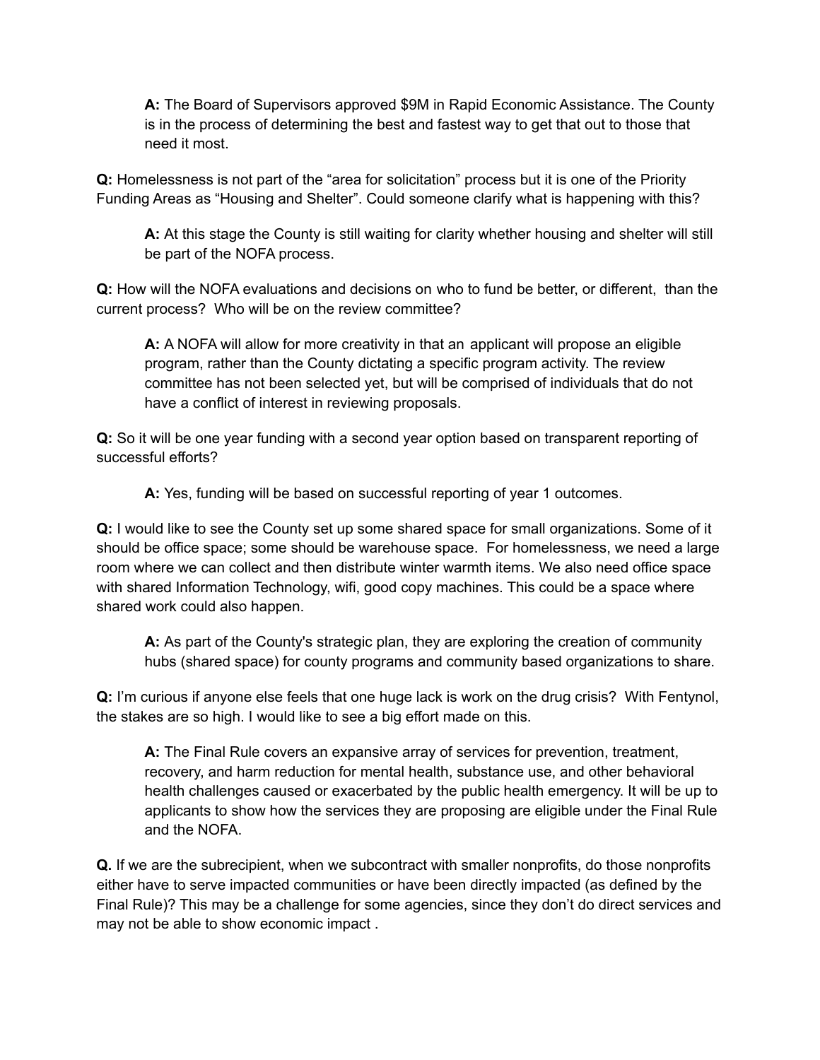> **A:** The Board of Supervisors approved $9M in Rapid Economic Assistance. The County is in the process of determining the best and fastest way to get that out to those that need it most.

**Q:** Homelessness is not part of the "area for solicitation" process but it is one of the Priority Funding Areas as "Housing and Shelter". Could someone clarify what is happening with this?

> **A:** At this stage the County is still waiting for clarity whether housing and shelter will still be part of the NOFA process.

**Q:** How will the NOFA evaluations and decisions on who to fund be better, or different, than the current process? Who will be on the review committee?

> **A:** A NOFA will allow for more creativity in that an applicant will propose an eligible program, rather than the County dictating a specific program activity. The review committee has not been selected yet, but will be comprised of individuals that do not have a conflict of interest in reviewing proposals.

**Q:** So it will be one year funding with a second year option based on transparent reporting of successful efforts?

> **A:** Yes, funding will be based on successful reporting of year 1 outcomes.

**Q:** I would like to see the County set up some shared space for small organizations. Some of it should be office space; some should be warehouse space. For homelessness, we need a large room where we can collect and then distribute winter warmth items. We also need office space with shared Information Technology, wifi, good copy machines. This could be a space where shared work could also happen.

> **A:** As part of the County's strategic plan, they are exploring the creation of community hubs (shared space) for county programs and community based organizations to share.

**Q:** I'm curious if anyone else feels that one huge lack is work on the drug crisis? With Fentynol, the stakes are so high. I would like to see a big effort made on this.

> **A:** The Final Rule covers an expansive array of services for prevention, treatment, recovery, and harm reduction for mental health, substance use, and other behavioral health challenges caused or exacerbated by the public health emergency. It will be up to applicants to show how the services they are proposing are eligible under the Final Rule and the NOFA.

**Q.** If we are the subrecipient, when we subcontract with smaller nonprofits, do those nonprofits either have to serve impacted communities or have been directly impacted (as defined by the Final Rule)? This may be a challenge for some agencies, since they don't do direct services and may not be able to show economic impact .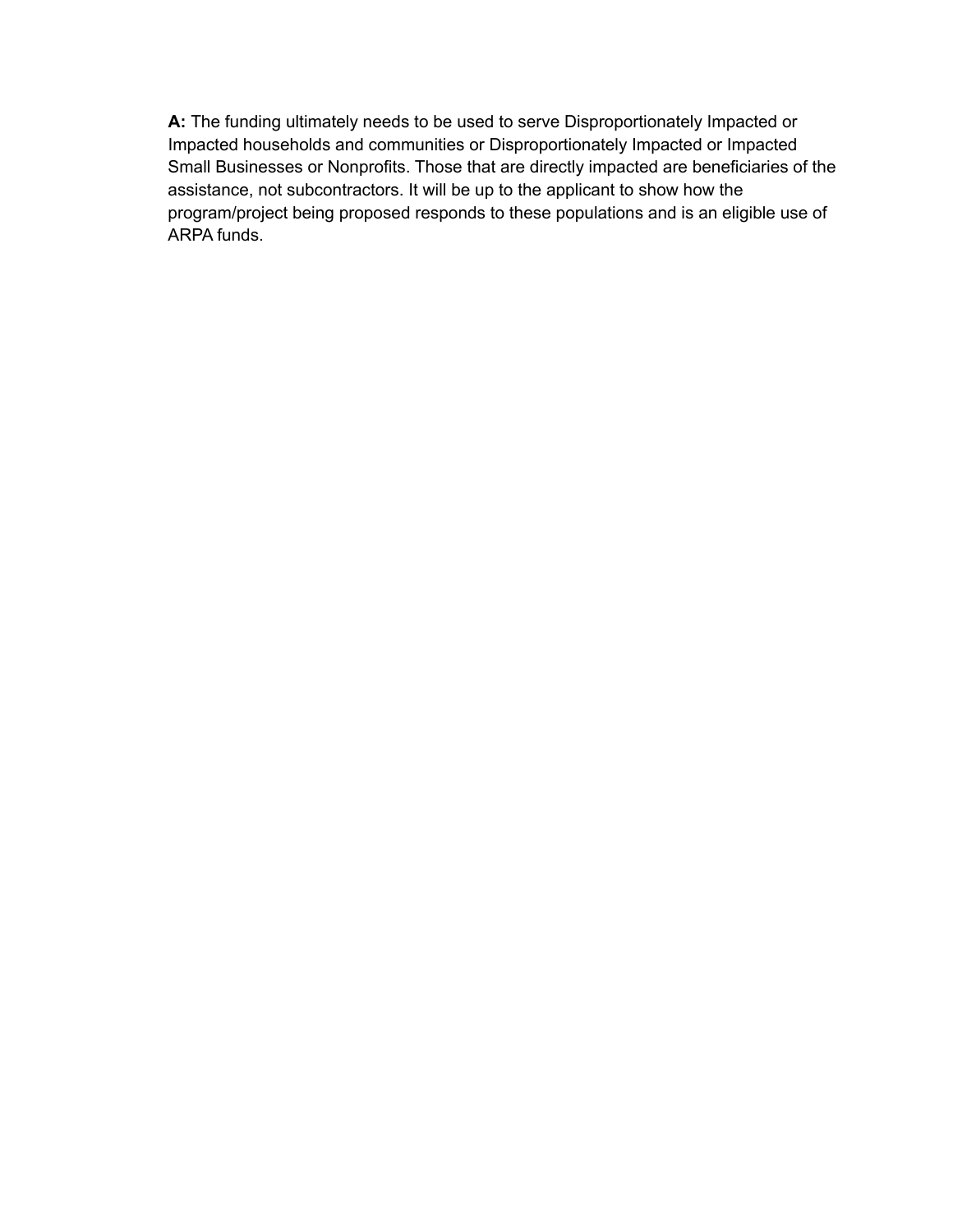**A:** The funding ultimately needs to be used to serve Disproportionately Impacted or Impacted households and communities or Disproportionately Impacted or Impacted Small Businesses or Nonprofits. Those that are directly impacted are beneficiaries of the assistance, not subcontractors. It will be up to the applicant to show how the program/project being proposed responds to these populations and is an eligible use of ARPA funds.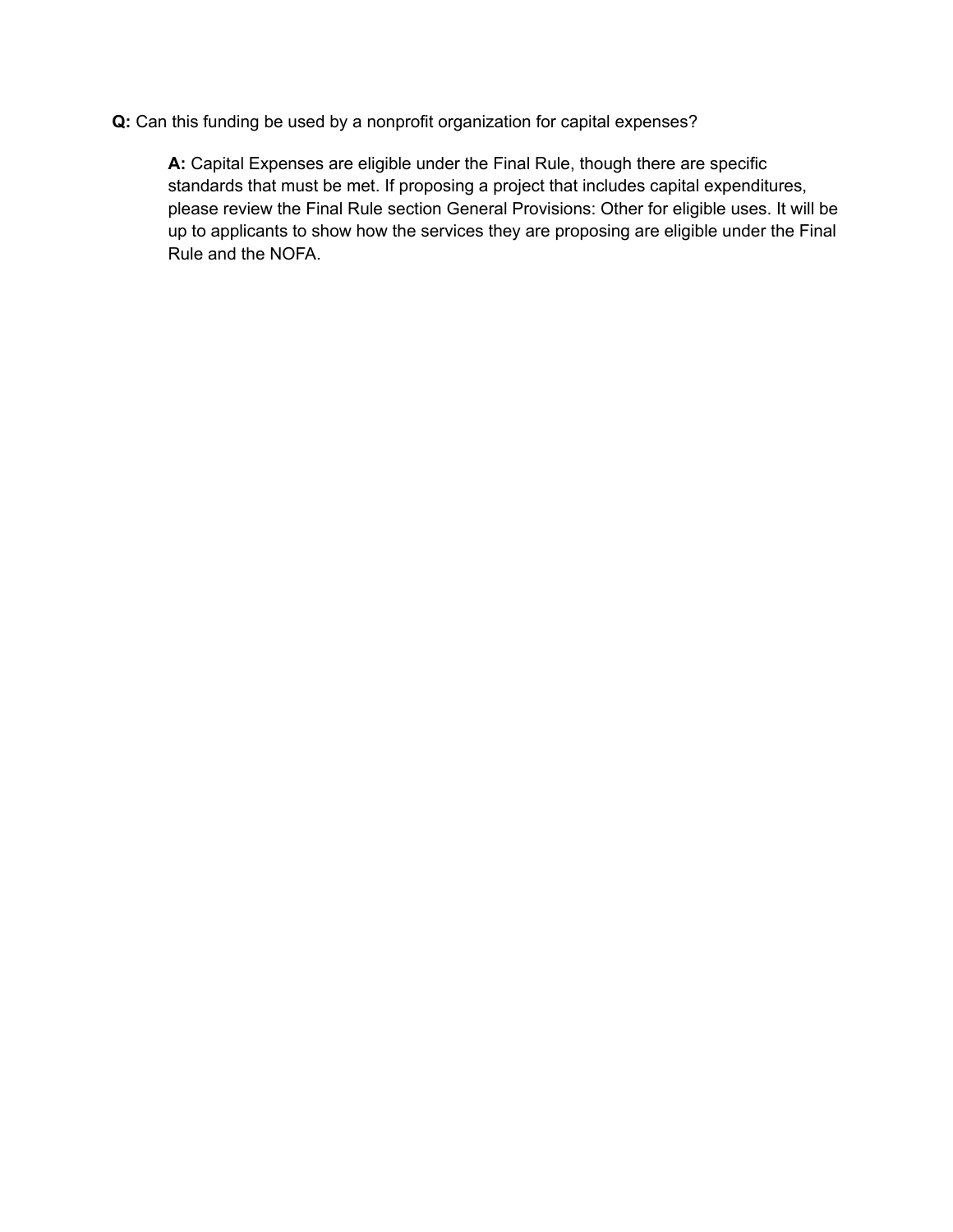**Q:** Can this funding be used by a nonprofit organization for capital expenses?

> **A:** Capital Expenses are eligible under the Final Rule, though there are specific standards that must be met. If proposing a project that includes capital expenditures, please review the Final Rule section General Provisions: Other for eligible uses. It will be up to applicants to show how the services they are proposing are eligible under the Final Rule and the NOFA.